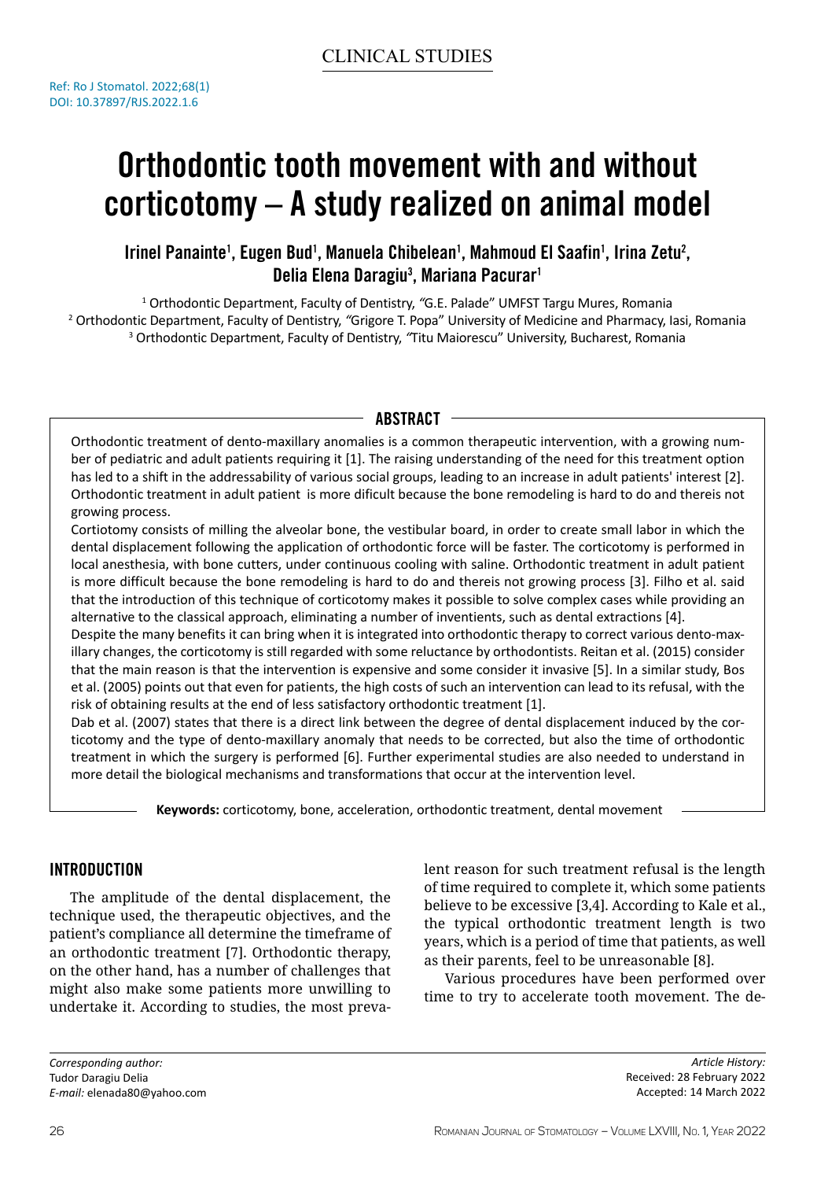CLINICAL STUDIES

Ref: Ro J Stomatol. 2022;68(1)
DOI: 10.37897/RJS.2022.1.6

# Orthodontic tooth movement with and without corticotomy – A study realized on animal model

**Irinel Panainte[1], Eugen Bud[1], Manuela Chibelean[1], Mahmoud El Saafin[1], Irina Zetu[2], Delia Elena Daragiu[3], Mariana Pacurar[1]**

[1] Orthodontic Department, Faculty of Dentistry, "G.E. Palade" UMFST Targu Mures, Romania
[2] Orthodontic Department, Faculty of Dentistry, "Grigore T. Popa" University of Medicine and Pharmacy, Iasi, Romania
[3] Orthodontic Department, Faculty of Dentistry, "Titu Maiorescu" University, Bucharest, Romania

## ABSTRACT

Orthodontic treatment of dento-maxillary anomalies is a common therapeutic intervention, with a growing number of pediatric and adult patients requiring it [1]. The raising understanding of the need for this treatment option has led to a shift in the addressability of various social groups, leading to an increase in adult patients' interest [2]. Orthodontic treatment in adult patient is more dificult because the bone remodeling is hard to do and thereis not growing process.

Cortiotomy consists of milling the alveolar bone, the vestibular board, in order to create small labor in which the dental displacement following the application of orthodontic force will be faster. The corticotomy is performed in local anesthesia, with bone cutters, under continuous cooling with saline. Orthodontic treatment in adult patient is more difficult because the bone remodeling is hard to do and thereis not growing process [3]. Filho et al. said that the introduction of this technique of corticotomy makes it possible to solve complex cases while providing an alternative to the classical approach, eliminating a number of inventients, such as dental extractions [4].

Despite the many benefits it can bring when it is integrated into orthodontic therapy to correct various dento-maxillary changes, the corticotomy is still regarded with some reluctance by orthodontists. Reitan et al. (2015) consider that the main reason is that the intervention is expensive and some consider it invasive [5]. In a similar study, Bos et al. (2005) points out that even for patients, the high costs of such an intervention can lead to its refusal, with the risk of obtaining results at the end of less satisfactory orthodontic treatment [1].

Dab et al. (2007) states that there is a direct link between the degree of dental displacement induced by the corticotomy and the type of dento-maxillary anomaly that needs to be corrected, but also the time of orthodontic treatment in which the surgery is performed [6]. Further experimental studies are also needed to understand in more detail the biological mechanisms and transformations that occur at the intervention level.

**Keywords:** corticotomy, bone, acceleration, orthodontic treatment, dental movement

## INTRODUCTION

The amplitude of the dental displacement, the technique used, the therapeutic objectives, and the patient's compliance all determine the timeframe of an orthodontic treatment [7]. Orthodontic therapy, on the other hand, has a number of challenges that might also make some patients more unwilling to undertake it. According to studies, the most prevalent reason for such treatment refusal is the length of time required to complete it, which some patients believe to be excessive [3,4]. According to Kale et al., the typical orthodontic treatment length is two years, which is a period of time that patients, as well as their parents, feel to be unreasonable [8].

Various procedures have been performed over time to try to accelerate tooth movement. The de-

*Corresponding author:*
Tudor Daragiu Delia
*E-mail:* elenada80@yahoo.com

*Article History:*
Received: 28 February 2022
Accepted: 14 March 2022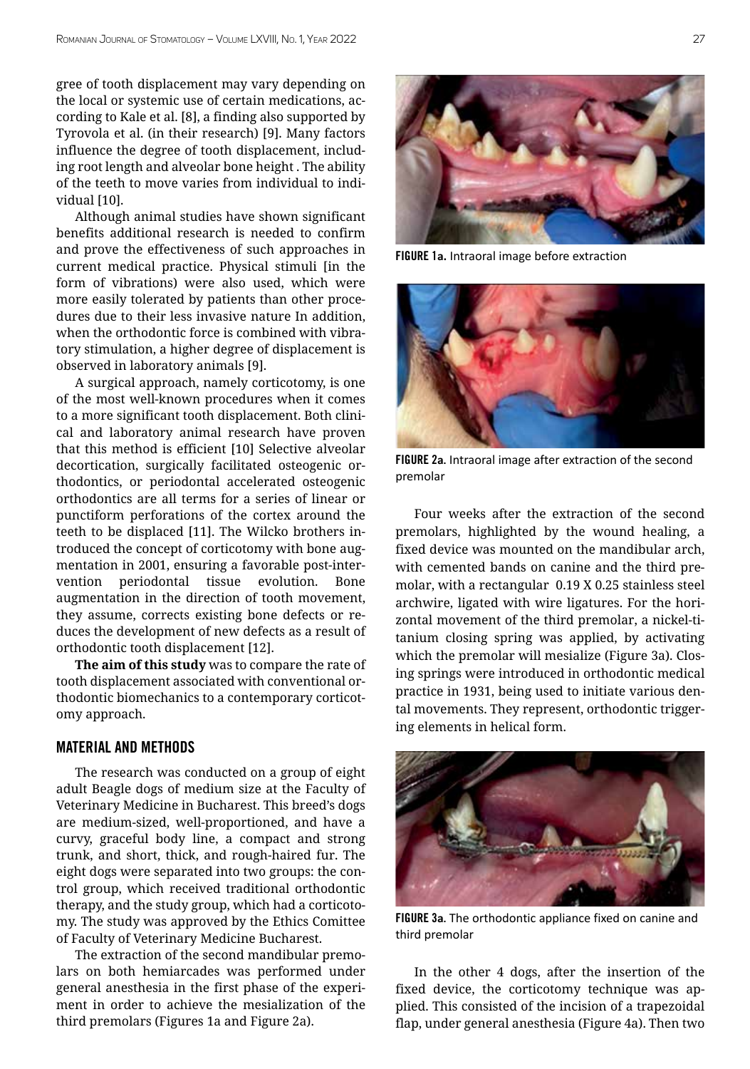gree of tooth displacement may vary depending on the local or systemic use of certain medications, according to Kale et al. [8], a finding also supported by Tyrovola et al. (in their research) [9]. Many factors influence the degree of tooth displacement, including root length and alveolar bone height . The ability of the teeth to move varies from individual to individual [10].

Although animal studies have shown significant benefits additional research is needed to confirm and prove the effectiveness of such approaches in current medical practice. Physical stimuli [in the form of vibrations) were also used, which were more easily tolerated by patients than other procedures due to their less invasive nature In addition, when the orthodontic force is combined with vibratory stimulation, a higher degree of displacement is observed in laboratory animals [9].

A surgical approach, namely corticotomy, is one of the most well-known procedures when it comes to a more significant tooth displacement. Both clinical and laboratory animal research have proven that this method is efficient [10] Selective alveolar decortication, surgically facilitated osteogenic orthodontics, or periodontal accelerated osteogenic orthodontics are all terms for a series of linear or punctiform perforations of the cortex around the teeth to be displaced [11]. The Wilcko brothers introduced the concept of corticotomy with bone augmentation in 2001, ensuring a favorable post-intervention periodontal tissue evolution. Bone augmentation in the direction of tooth movement, they assume, corrects existing bone defects or reduces the development of new defects as a result of orthodontic tooth displacement [12].

**The aim of this study** was to compare the rate of tooth displacement associated with conventional orthodontic biomechanics to a contemporary corticotomy approach.

## MATERIAL AND METHODS

The research was conducted on a group of eight adult Beagle dogs of medium size at the Faculty of Veterinary Medicine in Bucharest. This breed's dogs are medium-sized, well-proportioned, and have a curvy, graceful body line, a compact and strong trunk, and short, thick, and rough-haired fur. The eight dogs were separated into two groups: the control group, which received traditional orthodontic therapy, and the study group, which had a corticotomy. The study was approved by the Ethics Comittee of Faculty of Veterinary Medicine Bucharest.

The extraction of the second mandibular premolars on both hemiarcades was performed under general anesthesia in the first phase of the experiment in order to achieve the mesialization of the third premolars (Figures 1a and Figure 2a).

**FIGURE 1a.** Intraoral image before extraction

**FIGURE 2a.** Intraoral image after extraction of the second premolar

Four weeks after the extraction of the second premolars, highlighted by the wound healing, a fixed device was mounted on the mandibular arch, with cemented bands on canine and the third premolar, with a rectangular 0.19 X 0.25 stainless steel archwire, ligated with wire ligatures. For the horizontal movement of the third premolar, a nickel-titanium closing spring was applied, by activating which the premolar will mesialize (Figure 3a). Closing springs were introduced in orthodontic medical practice in 1931, being used to initiate various dental movements. They represent, orthodontic triggering elements in helical form.

**FIGURE 3a.** The orthodontic appliance fixed on canine and third premolar

In the other 4 dogs, after the insertion of the fixed device, the corticotomy technique was applied. This consisted of the incision of a trapezoidal flap, under general anesthesia (Figure 4a). Then two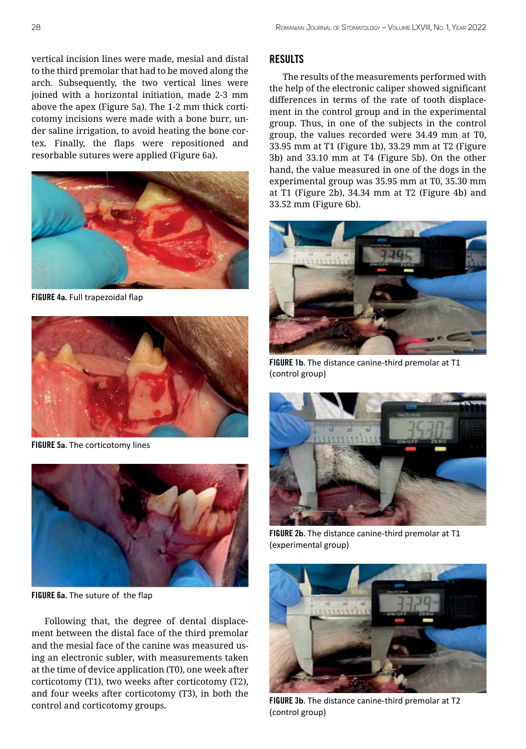vertical incision lines were made, mesial and distal to the third premolar that had to be moved along the arch. Subsequently, the two vertical lines were joined with a horizontal initiation, made 2-3 mm above the apex (Figure 5a). The 1-2 mm thick corticotomy incisions were made with a bone burr, under saline irrigation, to avoid heating the bone cortex. Finally, the flaps were repositioned and resorbable sutures were applied (Figure 6a).

**FIGURE 4a.** Full trapezoidal flap

**FIGURE 5a.** The corticotomy lines

**FIGURE 6a.** The suture of the flap

Following that, the degree of dental displacement between the distal face of the third premolar and the mesial face of the canine was measured using an electronic subler, with measurements taken at the time of device application (T0), one week after corticotomy (T1), two weeks after corticotomy (T2), and four weeks after corticotomy (T3), in both the control and corticotomy groups.

## RESULTS

The results of the measurements performed with the help of the electronic caliper showed significant differences in terms of the rate of tooth displacement in the control group and in the experimental group. Thus, in one of the subjects in the control group, the values recorded were 34.49 mm at T0, 33.95 mm at T1 (Figure 1b), 33.29 mm at T2 (Figure 3b) and 33.10 mm at T4 (Figure 5b). On the other hand, the value measured in one of the dogs in the experimental group was 35.95 mm at T0, 35.30 mm at T1 (Figure 2b), 34.34 mm at T2 (Figure 4b) and 33.52 mm (Figure 6b).

**FIGURE 1b.** The distance canine-third premolar at T1 (control group)

**FIGURE 2b.** The distance canine-third premolar at T1 (experimental group)

**FIGURE 3b.** The distance canine-third premolar at T2 (control group)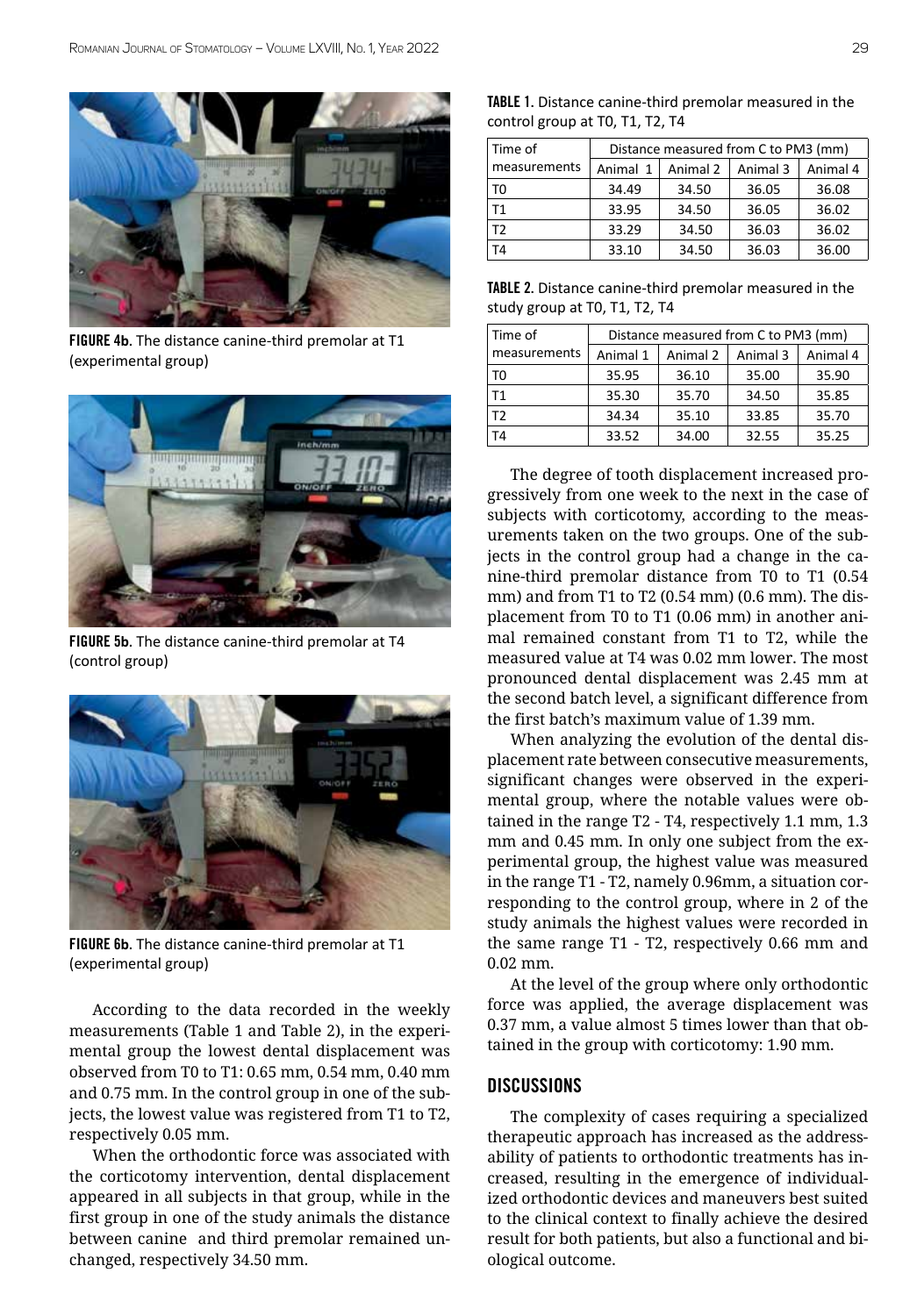FIGURE 4b. The distance canine-third premolar at T1 (experimental group)

FIGURE 5b. The distance canine-third premolar at T4 (control group)

FIGURE 6b. The distance canine-third premolar at T1 (experimental group)

According to the data recorded in the weekly measurements (Table 1 and Table 2), in the experimental group the lowest dental displacement was observed from T0 to T1: 0.65 mm, 0.54 mm, 0.40 mm and 0.75 mm. In the control group in one of the subjects, the lowest value was registered from T1 to T2, respectively 0.05 mm.

When the orthodontic force was associated with the corticotomy intervention, dental displacement appeared in all subjects in that group, while in the first group in one of the study animals the distance between canine and third premolar remained unchanged, respectively 34.50 mm.

**TABLE 1.** Distance canine-third premolar measured in the control group at T0, T1, T2, T4

| Time of measurements | Distance measured from C to PM3 (mm) | | | |
|---|---|---|---|---|
| | Animal 1 | Animal 2 | Animal 3 | Animal 4 |
| T0 | 34.49 | 34.50 | 36.05 | 36.08 |
| T1 | 33.95 | 34.50 | 36.05 | 36.02 |
| T2 | 33.29 | 34.50 | 36.03 | 36.02 |
| T4 | 33.10 | 34.50 | 36.03 | 36.00 |

**TABLE 2.** Distance canine-third premolar measured in the study group at T0, T1, T2, T4

| Time of measurements | Distance measured from C to PM3 (mm) | | | |
|---|---|---|---|---|
| | Animal 1 | Animal 2 | Animal 3 | Animal 4 |
| T0 | 35.95 | 36.10 | 35.00 | 35.90 |
| T1 | 35.30 | 35.70 | 34.50 | 35.85 |
| T2 | 34.34 | 35.10 | 33.85 | 35.70 |
| T4 | 33.52 | 34.00 | 32.55 | 35.25 |

The degree of tooth displacement increased progressively from one week to the next in the case of subjects with corticotomy, according to the measurements taken on the two groups. One of the subjects in the control group had a change in the canine-third premolar distance from T0 to T1 (0.54 mm) and from T1 to T2 (0.54 mm) (0.6 mm). The displacement from T0 to T1 (0.06 mm) in another animal remained constant from T1 to T2, while the measured value at T4 was 0.02 mm lower. The most pronounced dental displacement was 2.45 mm at the second batch level, a significant difference from the first batch's maximum value of 1.39 mm.

When analyzing the evolution of the dental displacement rate between consecutive measurements, significant changes were observed in the experimental group, where the notable values were obtained in the range T2 - T4, respectively 1.1 mm, 1.3 mm and 0.45 mm. In only one subject from the experimental group, the highest value was measured in the range T1 - T2, namely 0.96mm, a situation corresponding to the control group, where in 2 of the study animals the highest values were recorded in the same range T1 - T2, respectively 0.66 mm and 0.02 mm.

At the level of the group where only orthodontic force was applied, the average displacement was 0.37 mm, a value almost 5 times lower than that obtained in the group with corticotomy: 1.90 mm.

## DISCUSSIONS

The complexity of cases requiring a specialized therapeutic approach has increased as the addressability of patients to orthodontic treatments has increased, resulting in the emergence of individualized orthodontic devices and maneuvers best suited to the clinical context to finally achieve the desired result for both patients, but also a functional and biological outcome.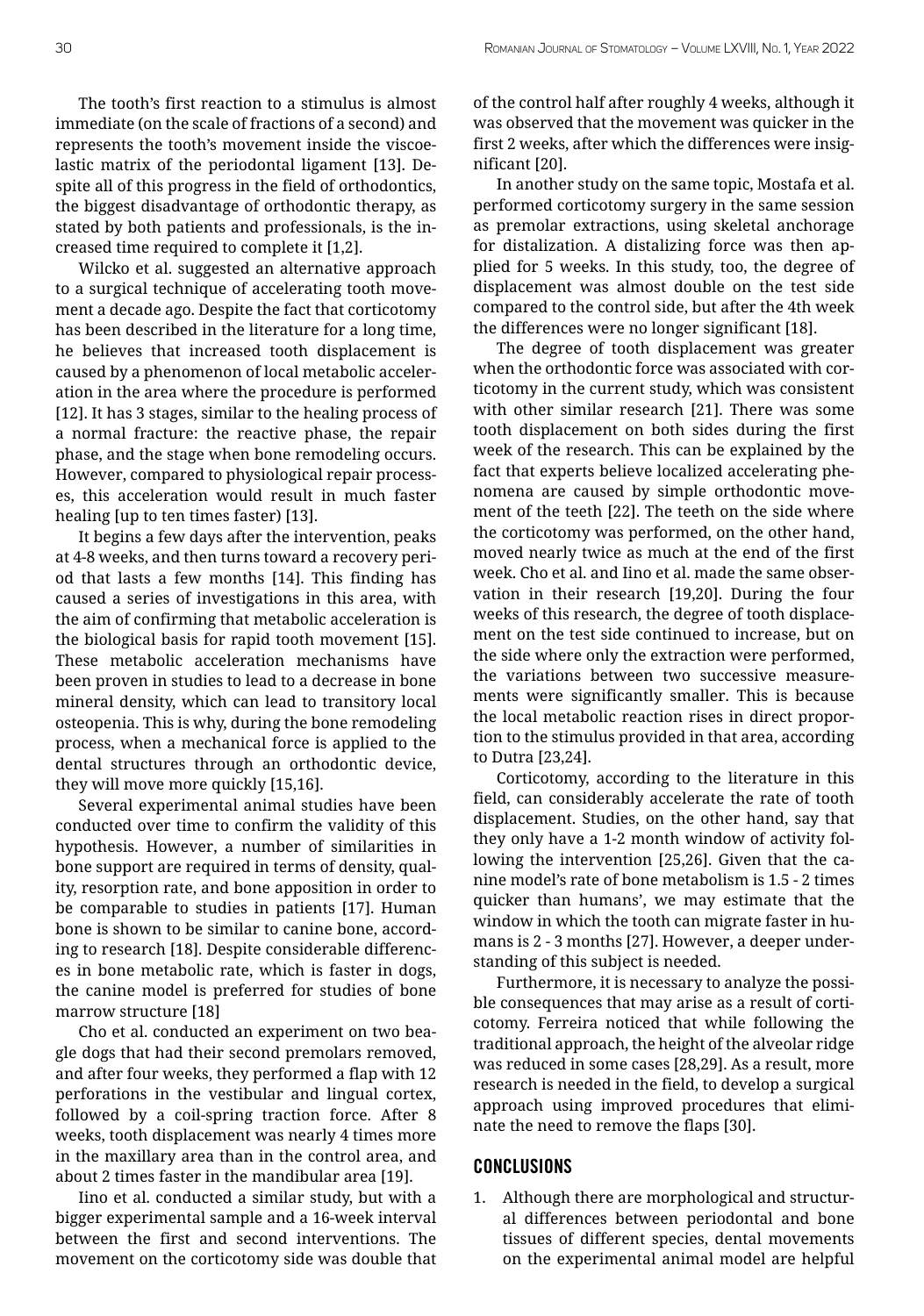The tooth's first reaction to a stimulus is almost immediate (on the scale of fractions of a second) and represents the tooth's movement inside the viscoelastic matrix of the periodontal ligament [13]. Despite all of this progress in the field of orthodontics, the biggest disadvantage of orthodontic therapy, as stated by both patients and professionals, is the increased time required to complete it [1,2].

Wilcko et al. suggested an alternative approach to a surgical technique of accelerating tooth movement a decade ago. Despite the fact that corticotomy has been described in the literature for a long time, he believes that increased tooth displacement is caused by a phenomenon of local metabolic acceleration in the area where the procedure is performed [12]. It has 3 stages, similar to the healing process of a normal fracture: the reactive phase, the repair phase, and the stage when bone remodeling occurs. However, compared to physiological repair processes, this acceleration would result in much faster healing [up to ten times faster) [13].

It begins a few days after the intervention, peaks at 4-8 weeks, and then turns toward a recovery period that lasts a few months [14]. This finding has caused a series of investigations in this area, with the aim of confirming that metabolic acceleration is the biological basis for rapid tooth movement [15]. These metabolic acceleration mechanisms have been proven in studies to lead to a decrease in bone mineral density, which can lead to transitory local osteopenia. This is why, during the bone remodeling process, when a mechanical force is applied to the dental structures through an orthodontic device, they will move more quickly [15,16].

Several experimental animal studies have been conducted over time to confirm the validity of this hypothesis. However, a number of similarities in bone support are required in terms of density, quality, resorption rate, and bone apposition in order to be comparable to studies in patients [17]. Human bone is shown to be similar to canine bone, according to research [18]. Despite considerable differences in bone metabolic rate, which is faster in dogs, the canine model is preferred for studies of bone marrow structure [18]

Cho et al. conducted an experiment on two beagle dogs that had their second premolars removed, and after four weeks, they performed a flap with 12 perforations in the vestibular and lingual cortex, followed by a coil-spring traction force. After 8 weeks, tooth displacement was nearly 4 times more in the maxillary area than in the control area, and about 2 times faster in the mandibular area [19].

Iino et al. conducted a similar study, but with a bigger experimental sample and a 16-week interval between the first and second interventions. The movement on the corticotomy side was double that of the control half after roughly 4 weeks, although it was observed that the movement was quicker in the first 2 weeks, after which the differences were insignificant [20].

In another study on the same topic, Mostafa et al. performed corticotomy surgery in the same session as premolar extractions, using skeletal anchorage for distalization. A distalizing force was then applied for 5 weeks. In this study, too, the degree of displacement was almost double on the test side compared to the control side, but after the 4th week the differences were no longer significant [18].

The degree of tooth displacement was greater when the orthodontic force was associated with corticotomy in the current study, which was consistent with other similar research [21]. There was some tooth displacement on both sides during the first week of the research. This can be explained by the fact that experts believe localized accelerating phenomena are caused by simple orthodontic movement of the teeth [22]. The teeth on the side where the corticotomy was performed, on the other hand, moved nearly twice as much at the end of the first week. Cho et al. and Iino et al. made the same observation in their research [19,20]. During the four weeks of this research, the degree of tooth displacement on the test side continued to increase, but on the side where only the extraction were performed, the variations between two successive measurements were significantly smaller. This is because the local metabolic reaction rises in direct proportion to the stimulus provided in that area, according to Dutra [23,24].

Corticotomy, according to the literature in this field, can considerably accelerate the rate of tooth displacement. Studies, on the other hand, say that they only have a 1-2 month window of activity following the intervention [25,26]. Given that the canine model's rate of bone metabolism is 1.5 - 2 times quicker than humans', we may estimate that the window in which the tooth can migrate faster in humans is 2 - 3 months [27]. However, a deeper understanding of this subject is needed.

Furthermore, it is necessary to analyze the possible consequences that may arise as a result of corticotomy. Ferreira noticed that while following the traditional approach, the height of the alveolar ridge was reduced in some cases [28,29]. As a result, more research is needed in the field, to develop a surgical approach using improved procedures that eliminate the need to remove the flaps [30].

## CONCLUSIONS

1. Although there are morphological and structural differences between periodontal and bone tissues of different species, dental movements on the experimental animal model are helpful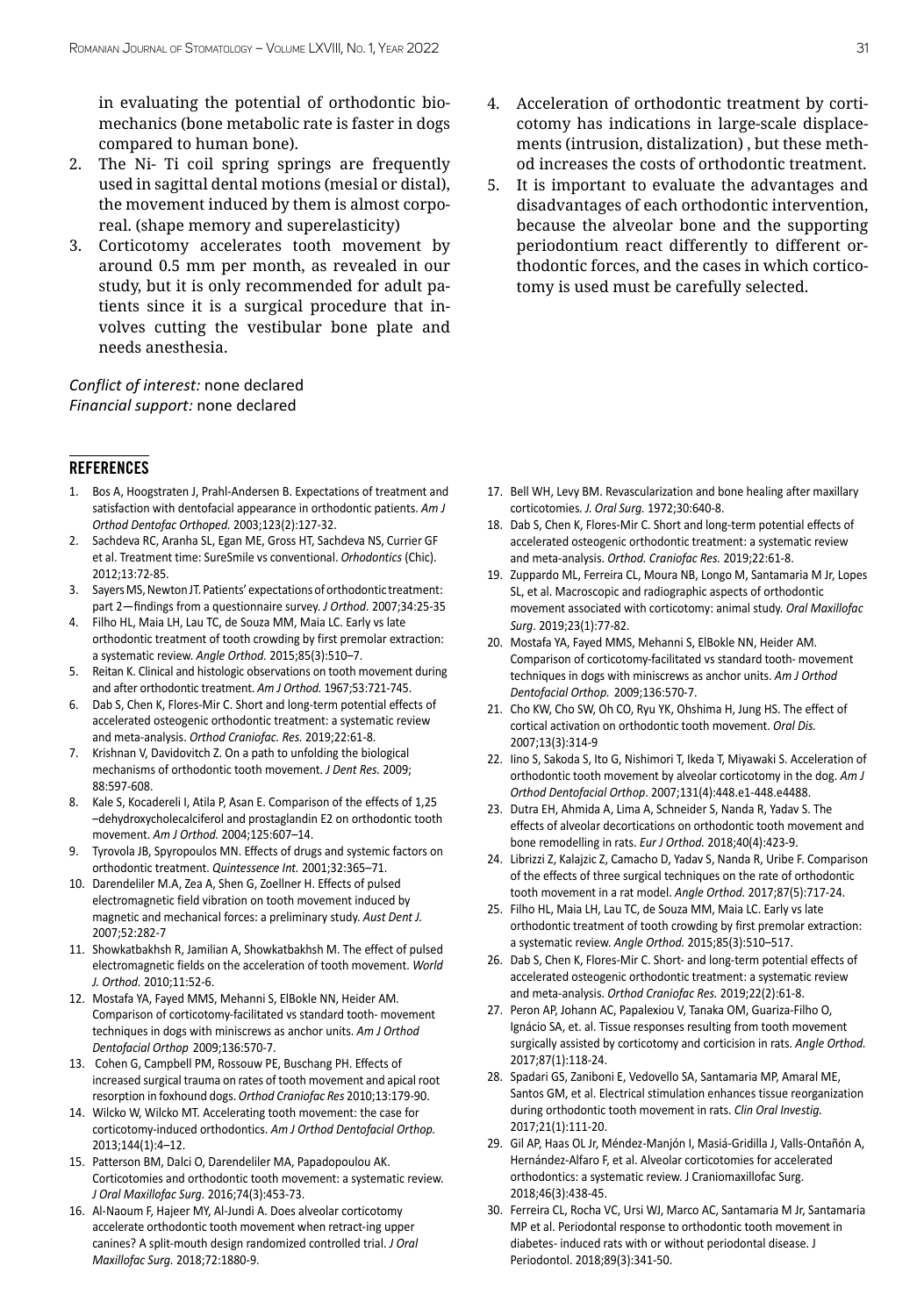in evaluating the potential of orthodontic biomechanics (bone metabolic rate is faster in dogs compared to human bone).

2. The Ni- Ti coil spring springs are frequently used in sagittal dental motions (mesial or distal), the movement induced by them is almost corporeal. (shape memory and superelasticity)
3. Corticotomy accelerates tooth movement by around 0.5 mm per month, as revealed in our study, but it is only recommended for adult patients since it is a surgical procedure that involves cutting the vestibular bone plate and needs anesthesia.
4. Acceleration of orthodontic treatment by corticotomy has indications in large-scale displacements (intrusion, distalization) , but these method increases the costs of orthodontic treatment.
5. It is important to evaluate the advantages and disadvantages of each orthodontic intervention, because the alveolar bone and the supporting periodontium react differently to different orthodontic forces, and the cases in which corticotomy is used must be carefully selected.

*Conflict of interest:* none declared
*Financial support:* none declared

## REFERENCES

1. Bos A, Hoogstraten J, Prahl-Andersen B. Expectations of treatment and satisfaction with dentofacial appearance in orthodontic patients. *Am J Orthod Dentofac Orthoped.* 2003;123(2):127-32.
2. Sachdeva RC, Aranha SL, Egan ME, Gross HT, Sachdeva NS, Currier GF et al. Treatment time: SureSmile vs conventional. *Orhodontics* (Chic). 2012;13:72-85.
3. Sayers MS, Newton JT. Patients' expectations of orthodontic treatment: part 2—findings from a questionnaire survey. *J Orthod.* 2007;34:25-35
4. Filho HL, Maia LH, Lau TC, de Souza MM, Maia LC. Early vs late orthodontic treatment of tooth crowding by first premolar extraction: a systematic review. *Angle Orthod.* 2015;85(3):510–7.
5. Reitan K. Clinical and histologic observations on tooth movement during and after orthodontic treatment. *Am J Orthod.* 1967;53:721-745.
6. Dab S, Chen K, Flores-Mir C. Short and long-term potential effects of accelerated osteogenic orthodontic treatment: a systematic review and meta-analysis. *Orthod Craniofac. Res.* 2019;22:61-8.
7. Krishnan V, Davidovitch Z. On a path to unfolding the biological mechanisms of orthodontic tooth movement. *J Dent Res.* 2009; 88:597-608.
8. Kale S, Kocadereli I, Atila P, Asan E. Comparison of the effects of 1,25 –dehydroxycholecalciferol and prostaglandin E2 on orthodontic tooth movement. *Am J Orthod.* 2004;125:607–14.
9. Tyrovola JB, Spyropoulos MN. Effects of drugs and systemic factors on orthodontic treatment. *Quintessence Int.* 2001;32:365–71.
10. Darendeliler M.A, Zea A, Shen G, Zoellner H. Effects of pulsed electromagnetic field vibration on tooth movement induced by magnetic and mechanical forces: a preliminary study. *Aust Dent J.* 2007;52:282-7
11. Showkatbakhsh R, Jamilian A, Showkatbakhsh M. The effect of pulsed electromagnetic fields on the acceleration of tooth movement. *World J. Orthod.* 2010;11:52-6.
12. Mostafa YA, Fayed MMS, Mehanni S, ElBokle NN, Heider AM. Comparison of corticotomy-facilitated vs standard tooth- movement techniques in dogs with miniscrews as anchor units. *Am J Orthod Dentofacial Orthop* 2009;136:570-7.
13. Cohen G, Campbell PM, Rossouw PE, Buschang PH. Effects of increased surgical trauma on rates of tooth movement and apical root resorption in foxhound dogs. *Orthod Craniofac Res* 2010;13:179-90.
14. Wilcko W, Wilcko MT. Accelerating tooth movement: the case for corticotomy-induced orthodontics. *Am J Orthod Dentofacial Orthop.* 2013;144(1):4–12.
15. Patterson BM, Dalci O, Darendeliler MA, Papadopoulou AK. Corticotomies and orthodontic tooth movement: a systematic review. *J Oral Maxillofac Surg.* 2016;74(3):453-73.
16. Al-Naoum F, Hajeer MY, Al-Jundi A. Does alveolar corticotomy accelerate orthodontic tooth movement when retract-ing upper canines? A split-mouth design randomized controlled trial. *J Oral Maxillofac Surg.* 2018;72:1880-9.
17. Bell WH, Levy BM. Revascularization and bone healing after maxillary corticotomies. *J. Oral Surg.* 1972;30:640-8.
18. Dab S, Chen K, Flores-Mir C. Short and long-term potential effects of accelerated osteogenic orthodontic treatment: a systematic review and meta-analysis. *Orthod. Craniofac Res.* 2019;22:61-8.
19. Zuppardo ML, Ferreira CL, Moura NB, Longo M, Santamaria M Jr, Lopes SL, et al. Macroscopic and radiographic aspects of orthodontic movement associated with corticotomy: animal study. *Oral Maxillofac Surg*. 2019;23(1):77-82.
20. Mostafa YA, Fayed MMS, Mehanni S, ElBokle NN, Heider AM. Comparison of corticotomy-facilitated vs standard tooth- movement techniques in dogs with miniscrews as anchor units. *Am J Orthod Dentofacial Orthop.* 2009;136:570-7.
21. Cho KW, Cho SW, Oh CO, Ryu YK, Ohshima H, Jung HS. The effect of cortical activation on orthodontic tooth movement. *Oral Dis.* 2007;13(3):314-9
22. Iino S, Sakoda S, Ito G, Nishimori T, Ikeda T, Miyawaki S. Acceleration of orthodontic tooth movement by alveolar corticotomy in the dog. *Am J Orthod Dentofacial Orthop*. 2007;131(4):448.e1-448.e4488.
23. Dutra EH, Ahmida A, Lima A, Schneider S, Nanda R, Yadav S. The effects of alveolar decortications on orthodontic tooth movement and bone remodelling in rats. *Eur J Orthod.* 2018;40(4):423-9.
24. Librizzi Z, Kalajzic Z, Camacho D, Yadav S, Nanda R, Uribe F. Comparison of the effects of three surgical techniques on the rate of orthodontic tooth movement in a rat model. *Angle Orthod.* 2017;87(5):717-24.
25. Filho HL, Maia LH, Lau TC, de Souza MM, Maia LC. Early vs late orthodontic treatment of tooth crowding by first premolar extraction: a systematic review. *Angle Orthod.* 2015;85(3):510–517.
26. Dab S, Chen K, Flores-Mir C. Short- and long-term potential effects of accelerated osteogenic orthodontic treatment: a systematic review and meta-analysis. *Orthod Craniofac Res.* 2019;22(2):61-8.
27. Peron AP, Johann AC, Papalexiou V, Tanaka OM, Guariza-Filho O, Ignácio SA, et. al. Tissue responses resulting from tooth movement surgically assisted by corticotomy and corticision in rats. *Angle Orthod.* 2017;87(1):118-24.
28. Spadari GS, Zaniboni E, Vedovello SA, Santamaria MP, Amaral ME, Santos GM, et al. Electrical stimulation enhances tissue reorganization during orthodontic tooth movement in rats. *Clin Oral Investig.* 2017;21(1):111-20.
29. Gil AP, Haas OL Jr, Méndez-Manjón I, Masiá-Gridilla J, Valls-Ontañón A, Hernández-Alfaro F, et al. Alveolar corticotomies for accelerated orthodontics: a systematic review. J Craniomaxillofac Surg. 2018;46(3):438-45.
30. Ferreira CL, Rocha VC, Ursi WJ, Marco AC, Santamaria M Jr, Santamaria MP et al. Periodontal response to orthodontic tooth movement in diabetes- induced rats with or without periodontal disease. J Periodontol. 2018;89(3):341-50.